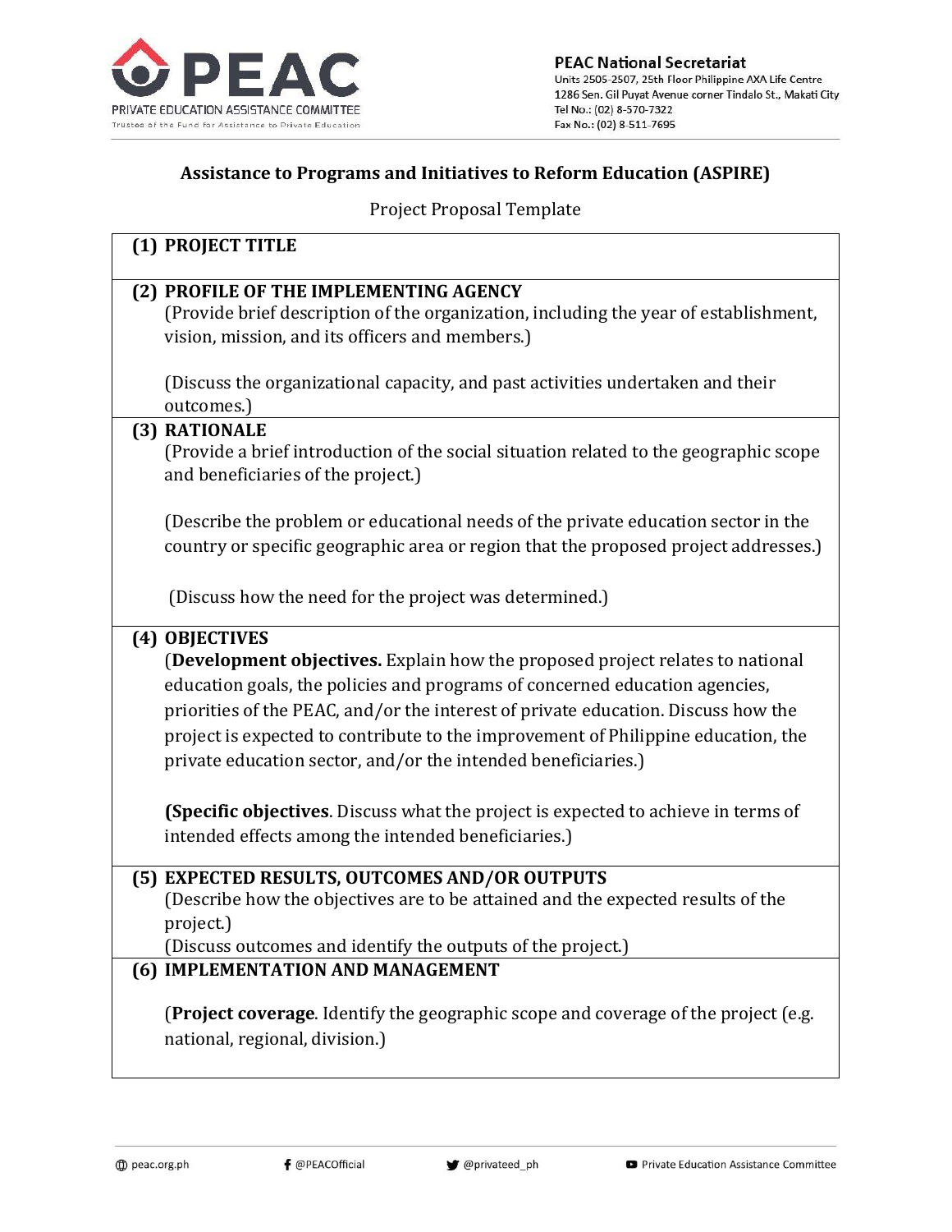**PEAC National Secretariat**
Units 2505-2507, 25th Floor Philippine AXA Life Centre
1286 Sen. Gil Puyat Avenue corner Tindalo St., Makati City
Tel No.: (02) 8-570-7322
Fax No.: (02) 8-511-7695

## Assistance to Programs and Initiatives to Reform Education (ASPIRE)

Project Proposal Template

### (1) PROJECT TITLE

### (2) PROFILE OF THE IMPLEMENTING AGENCY

(Provide brief description of the organization, including the year of establishment, vision, mission, and its officers and members.)

(Discuss the organizational capacity, and past activities undertaken and their outcomes.)

### (3) RATIONALE

(Provide a brief introduction of the social situation related to the geographic scope and beneficiaries of the project.)

(Describe the problem or educational needs of the private education sector in the country or specific geographic area or region that the proposed project addresses.)

(Discuss how the need for the project was determined.)

### (4) OBJECTIVES

(**Development objectives.** Explain how the proposed project relates to national education goals, the policies and programs of concerned education agencies, priorities of the PEAC, and/or the interest of private education. Discuss how the project is expected to contribute to the improvement of Philippine education, the private education sector, and/or the intended beneficiaries.)

**(Specific objectives**. Discuss what the project is expected to achieve in terms of intended effects among the intended beneficiaries.)

### (5) EXPECTED RESULTS, OUTCOMES AND/OR OUTPUTS

(Describe how the objectives are to be attained and the expected results of the project.)
(Discuss outcomes and identify the outputs of the project.)

### (6) IMPLEMENTATION AND MANAGEMENT

(**Project coverage**. Identify the geographic scope and coverage of the project (e.g. national, regional, division.)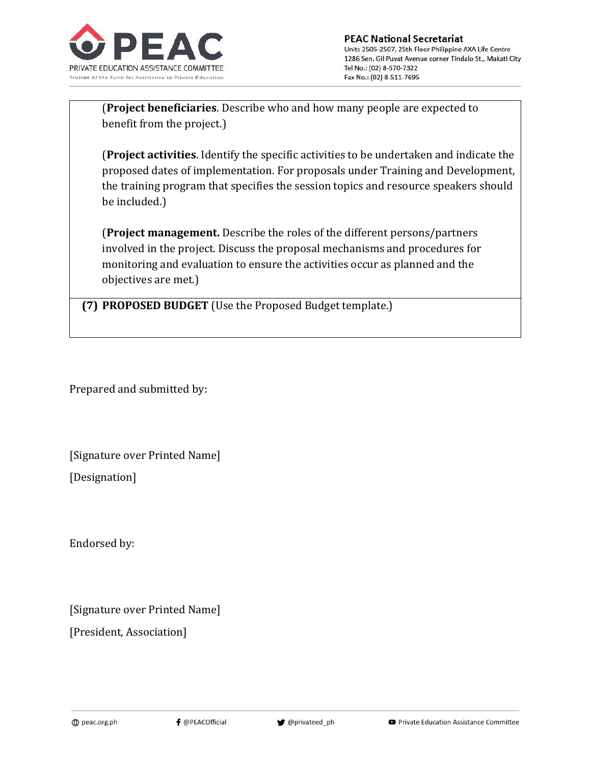(**Project beneficiaries**. Describe who and how many people are expected to benefit from the project.)

(**Project activities**. Identify the specific activities to be undertaken and indicate the proposed dates of implementation. For proposals under Training and Development, the training program that specifies the session topics and resource speakers should be included.)

(**Project management.** Describe the roles of the different persons/partners involved in the project. Discuss the proposal mechanisms and procedures for monitoring and evaluation to ensure the activities occur as planned and the objectives are met.)

**(7) PROPOSED BUDGET** (Use the Proposed Budget template.)

Prepared and submitted by:

[Signature over Printed Name]

[Designation]

Endorsed by:

[Signature over Printed Name]

[President, Association]